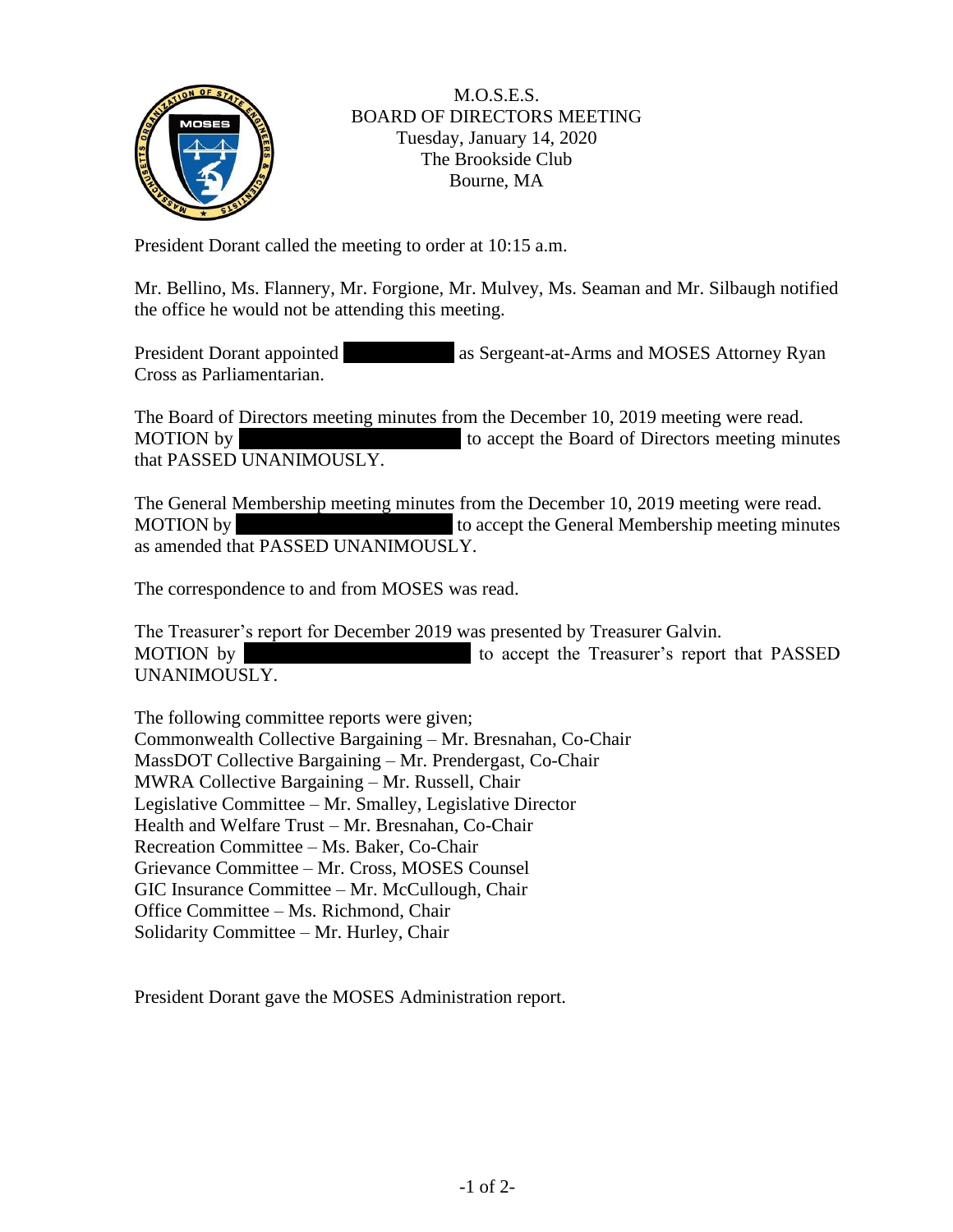M.O.S.E.S.
BOARD OF DIRECTORS MEETING
Tuesday, January 14, 2020
The Brookside Club
Bourne, MA

President Dorant called the meeting to order at 10:15 a.m.

Mr. Bellino, Ms. Flannery, Mr. Forgione, Mr. Mulvey, Ms. Seaman and Mr. Silbaugh notified the office he would not be attending this meeting.

President Dorant appointed [REDACTED] as Sergeant-at-Arms and MOSES Attorney Ryan Cross as Parliamentarian.

The Board of Directors meeting minutes from the December 10, 2019 meeting were read. MOTION by [REDACTED] to accept the Board of Directors meeting minutes that PASSED UNANIMOUSLY.

The General Membership meeting minutes from the December 10, 2019 meeting were read. MOTION by [REDACTED] to accept the General Membership meeting minutes as amended that PASSED UNANIMOUSLY.

The correspondence to and from MOSES was read.

The Treasurer's report for December 2019 was presented by Treasurer Galvin.
MOTION by [REDACTED] to accept the Treasurer's report that PASSED UNANIMOUSLY.

The following committee reports were given;
Commonwealth Collective Bargaining – Mr. Bresnahan, Co-Chair
MassDOT Collective Bargaining – Mr. Prendergast, Co-Chair
MWRA Collective Bargaining – Mr. Russell, Chair
Legislative Committee – Mr. Smalley, Legislative Director
Health and Welfare Trust – Mr. Bresnahan, Co-Chair
Recreation Committee – Ms. Baker, Co-Chair
Grievance Committee – Mr. Cross, MOSES Counsel
GIC Insurance Committee – Mr. McCullough, Chair
Office Committee – Ms. Richmond, Chair
Solidarity Committee – Mr. Hurley, Chair

President Dorant gave the MOSES Administration report.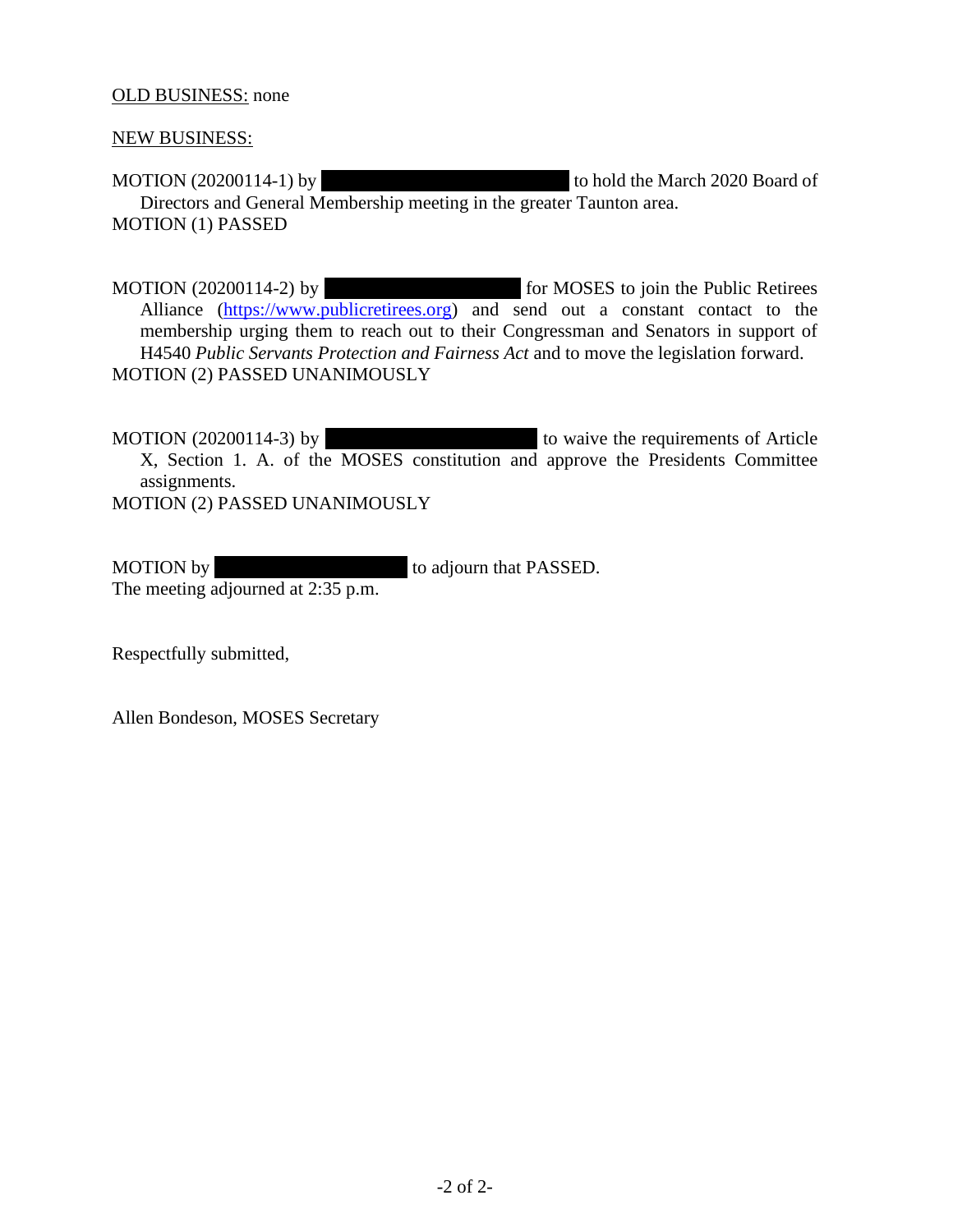OLD BUSINESS: none

NEW BUSINESS:

MOTION (20200114-1) by ██████████████ to hold the March 2020 Board of Directors and General Membership meeting in the greater Taunton area.
MOTION (1) PASSED

MOTION (20200114-2) by ██████████████ for MOSES to join the Public Retirees Alliance (https://www.publicretirees.org) and send out a constant contact to the membership urging them to reach out to their Congressman and Senators in support of H4540 *Public Servants Protection and Fairness Act* and to move the legislation forward.
MOTION (2) PASSED UNANIMOUSLY

MOTION (20200114-3) by ██████████████ to waive the requirements of Article X, Section 1. A. of the MOSES constitution and approve the Presidents Committee assignments.
MOTION (2) PASSED UNANIMOUSLY

MOTION by ██████████████ to adjourn that PASSED.
The meeting adjourned at 2:35 p.m.

Respectfully submitted,

Allen Bondeson, MOSES Secretary